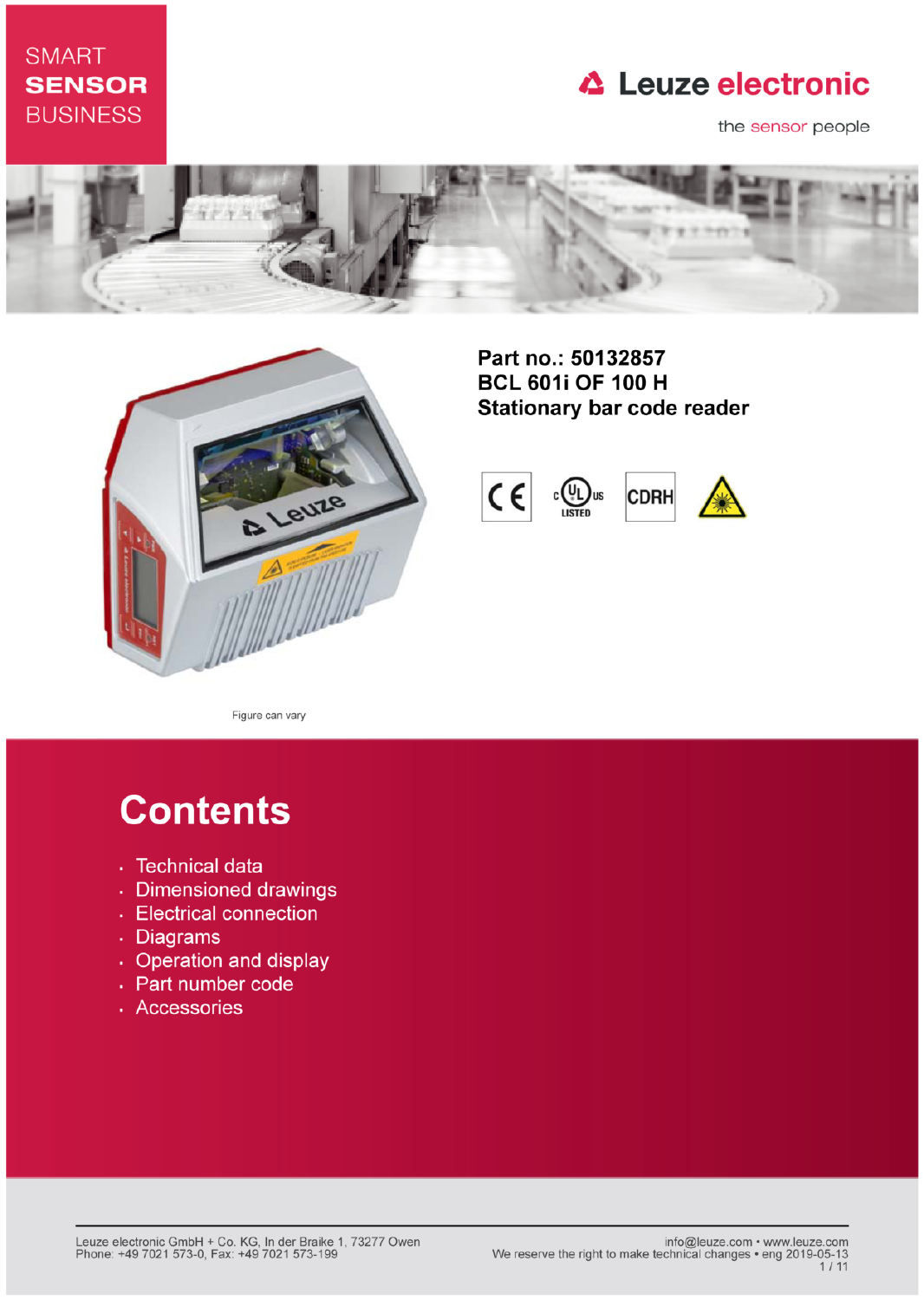SMART
**SENSOR**
BUSINESS

Leuze electronic

the sensor people

## Part no.: 50132857
## BCL 601i OF 100 H
## Stationary bar code reader

Figure can vary

# Contents

- Technical data
- Dimensioned drawings
- Electrical connection
- Diagrams
- Operation and display
- Part number code
- Accessories

Leuze electronic GmbH + Co. KG, In der Braike 1, 73277 Owen
Phone: +49 7021 573-0, Fax: +49 7021 573-199

info@leuze.com • www.leuze.com
We reserve the right to make technical changes • eng 2019-05-13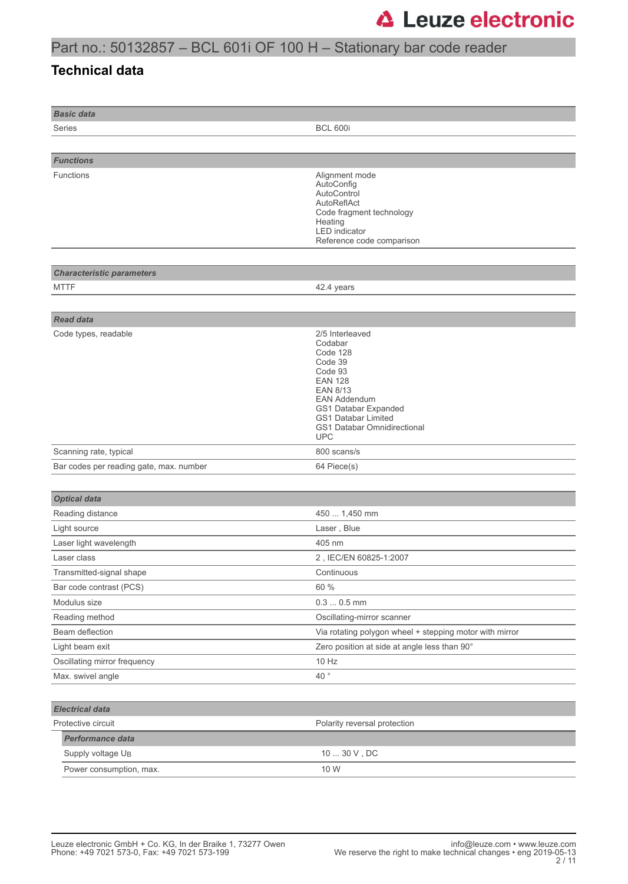# Part no.: 50132857 – BCL 601i OF 100 H – Stationary bar code reader

## Technical data

| ***Basic data*** | |
|---|---|
| Series | BCL 600i |

| ***Functions*** | |
|---|---|
| Functions | Alignment mode<br>AutoConfig<br>AutoControl<br>AutoReflAct<br>Code fragment technology<br>Heating<br>LED indicator<br>Reference code comparison |

| ***Characteristic parameters*** | |
|---|---|
| MTTF | 42.4 years |

| ***Read data*** | |
|---|---|
| Code types, readable | 2/5 Interleaved<br>Codabar<br>Code 128<br>Code 39<br>Code 93<br>EAN 128<br>EAN 8/13<br>EAN Addendum<br>GS1 Databar Expanded<br>GS1 Databar Limited<br>GS1 Databar Omnidirectional<br>UPC |
| Scanning rate, typical | 800 scans/s |
| Bar codes per reading gate, max. number | 64 Piece(s) |

| ***Optical data*** | |
|---|---|
| Reading distance | 450 ... 1,450 mm |
| Light source | Laser , Blue |
| Laser light wavelength | 405 nm |
| Laser class | 2 , IEC/EN 60825-1:2007 |
| Transmitted-signal shape | Continuous |
| Bar code contrast (PCS) | 60 % |
| Modulus size | 0.3 ... 0.5 mm |
| Reading method | Oscillating-mirror scanner |
| Beam deflection | Via rotating polygon wheel + stepping motor with mirror |
| Light beam exit | Zero position at side at angle less than 90° |
| Oscillating mirror frequency | 10 Hz |
| Max. swivel angle | 40 ° |

| ***Electrical data*** | |
|---|---|
| Protective circuit | Polarity reversal protection |

| ***Performance data*** | |
|---|---|
| Supply voltage $U_B$ | 10 ... 30 V , DC |
| Power consumption, max. | 10 W |

Leuze electronic GmbH + Co. KG, In der Braike 1, 73277 Owen
Phone: +49 7021 573-0, Fax: +49 7021 573-199

info@leuze.com • www.leuze.com
We reserve the right to make technical changes • eng 2019-05-13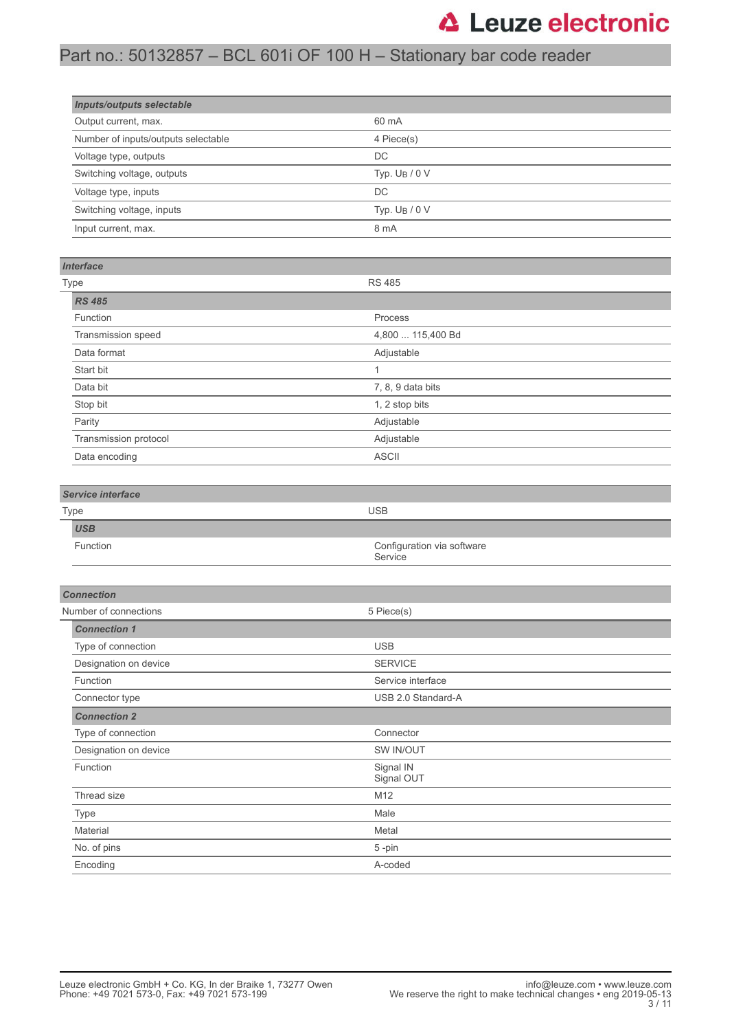### *Inputs/outputs selectable*

| | |
|---|---|
| Output current, max. | 60 mA |
| Number of inputs/outputs selectable | 4 Piece(s) |
| Voltage type, outputs | DC |
| Switching voltage, outputs | Typ. $U_B$ / 0 V |
| Voltage type, inputs | DC |
| Switching voltage, inputs | Typ. $U_B$ / 0 V |
| Input current, max. | 8 mA |

### *Interface*

| | |
|---|---|
| Type | RS 485 |

#### *RS 485*

| | |
|---|---|
| Function | Process |
| Transmission speed | 4,800 ... 115,400 Bd |
| Data format | Adjustable |
| Start bit | 1 |
| Data bit | 7, 8, 9 data bits |
| Stop bit | 1, 2 stop bits |
| Parity | Adjustable |
| Transmission protocol | Adjustable |
| Data encoding | ASCII |

### *Service interface*

| | |
|---|---|
| Type | USB |

#### *USB*

| | |
|---|---|
| Function | Configuration via software<br>Service |

### *Connection*

| | |
|---|---|
| Number of connections | 5 Piece(s) |

#### *Connection 1*

| | |
|---|---|
| Type of connection | USB |
| Designation on device | SERVICE |
| Function | Service interface |
| Connector type | USB 2.0 Standard-A |

#### *Connection 2*

| | |
|---|---|
| Type of connection | Connector |
| Designation on device | SW IN/OUT |
| Function | Signal IN<br>Signal OUT |
| Thread size | M12 |
| Type | Male |
| Material | Metal |
| No. of pins | 5 -pin |
| Encoding | A-coded |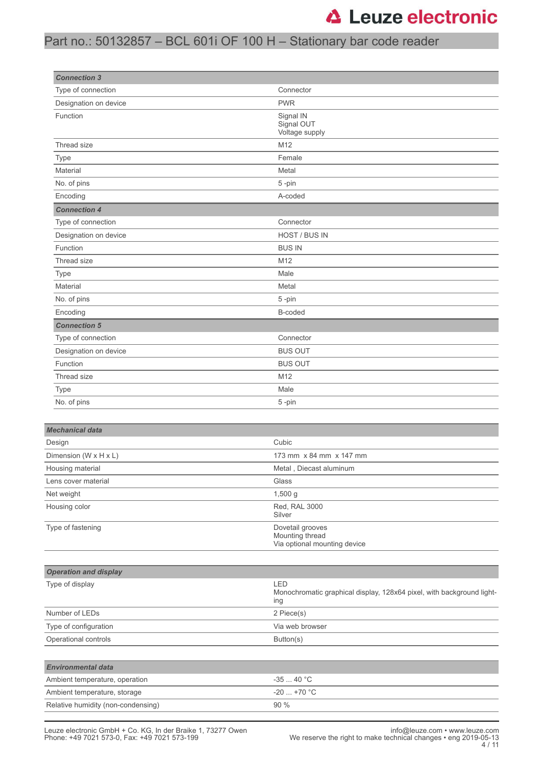Part no.: 50132857 – BCL 601i OF 100 H – Stationary bar code reader

| **Connection 3** | |
|---|---|
| Type of connection | Connector |
| Designation on device | PWR |
| Function | Signal IN<br>Signal OUT<br>Voltage supply |
| Thread size | M12 |
| Type | Female |
| Material | Metal |
| No. of pins | 5 -pin |
| Encoding | A-coded |
| **Connection 4** | |
| Type of connection | Connector |
| Designation on device | HOST / BUS IN |
| Function | BUS IN |
| Thread size | M12 |
| Type | Male |
| Material | Metal |
| No. of pins | 5 -pin |
| Encoding | B-coded |
| **Connection 5** | |
| Type of connection | Connector |
| Designation on device | BUS OUT |
| Function | BUS OUT |
| Thread size | M12 |
| Type | Male |
| No. of pins | 5 -pin |

| **Mechanical data** | |
|---|---|
| Design | Cubic |
| Dimension (W x H x L) | 173 mm x 84 mm x 147 mm |
| Housing material | Metal , Diecast aluminum |
| Lens cover material | Glass |
| Net weight | 1,500 g |
| Housing color | Red, RAL 3000<br>Silver |
| Type of fastening | Dovetail grooves<br>Mounting thread<br>Via optional mounting device |

| **Operation and display** | |
|---|---|
| Type of display | LED<br>Monochromatic graphical display, 128x64 pixel, with background lighting |
| Number of LEDs | 2 Piece(s) |
| Type of configuration | Via web browser |
| Operational controls | Button(s) |

| **Environmental data** | |
|---|---|
| Ambient temperature, operation | -35 ... 40 °C |
| Ambient temperature, storage | -20 ... +70 °C |
| Relative humidity (non-condensing) | 90 % |

Leuze electronic GmbH + Co. KG, In der Braike 1, 73277 Owen
Phone: +49 7021 573-0, Fax: +49 7021 573-199

info@leuze.com • www.leuze.com
We reserve the right to make technical changes • eng 2019-05-13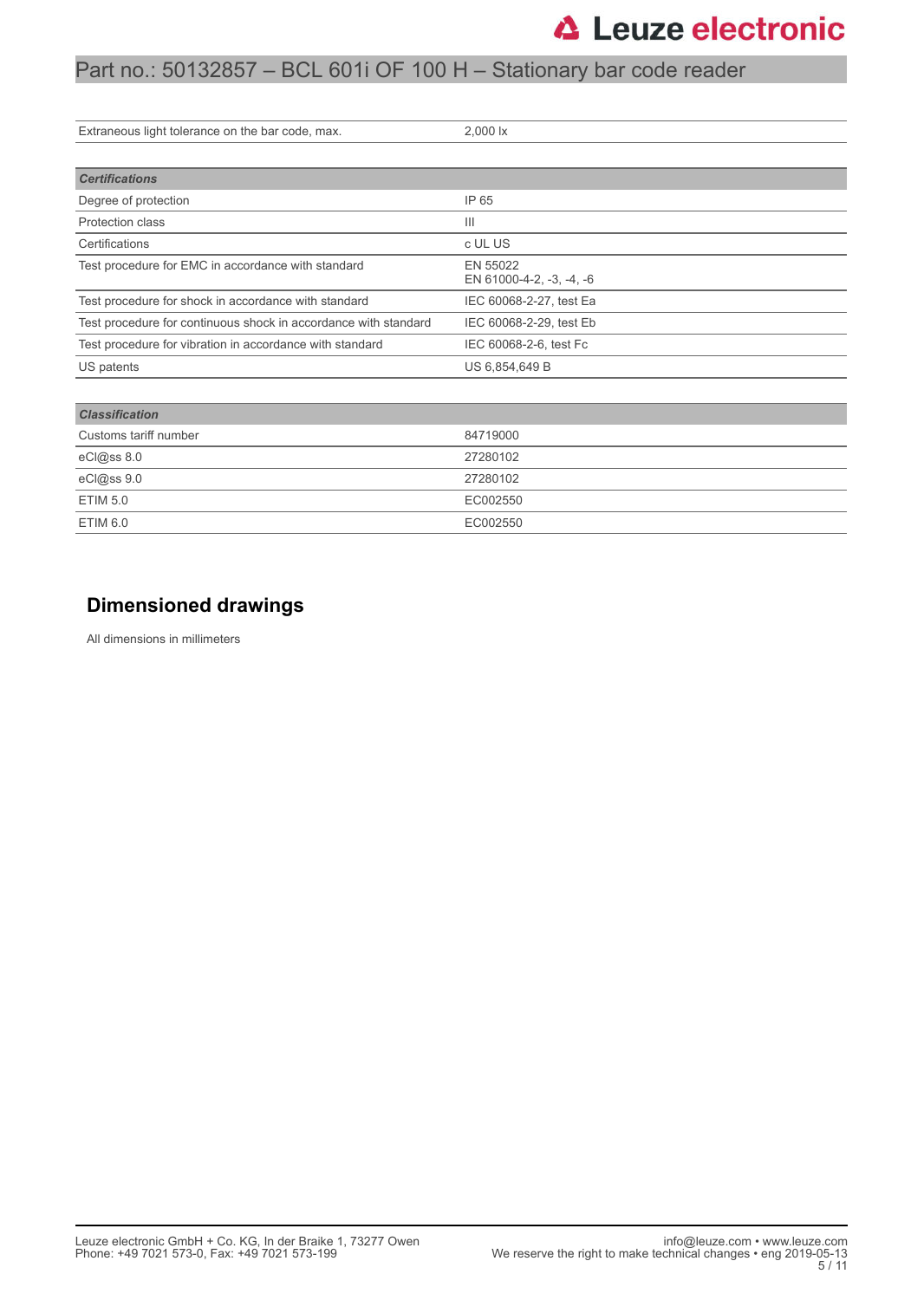| | |
|---|---|
| Extraneous light tolerance on the bar code, max. | 2,000 lx |

| ***Certifications*** | |
|---|---|
| Degree of protection | IP 65 |
| Protection class | III |
| Certifications | c UL US |
| Test procedure for EMC in accordance with standard | EN 55022<br>EN 61000-4-2, -3, -4, -6 |
| Test procedure for shock in accordance with standard | IEC 60068-2-27, test Ea |
| Test procedure for continuous shock in accordance with standard | IEC 60068-2-29, test Eb |
| Test procedure for vibration in accordance with standard | IEC 60068-2-6, test Fc |
| US patents | US 6,854,649 B |

| ***Classification*** | |
|---|---|
| Customs tariff number | 84719000 |
| eCl@ss 8.0 | 27280102 |
| eCl@ss 9.0 | 27280102 |
| ETIM 5.0 | EC002550 |
| ETIM 6.0 | EC002550 |

## Dimensioned drawings

All dimensions in millimeters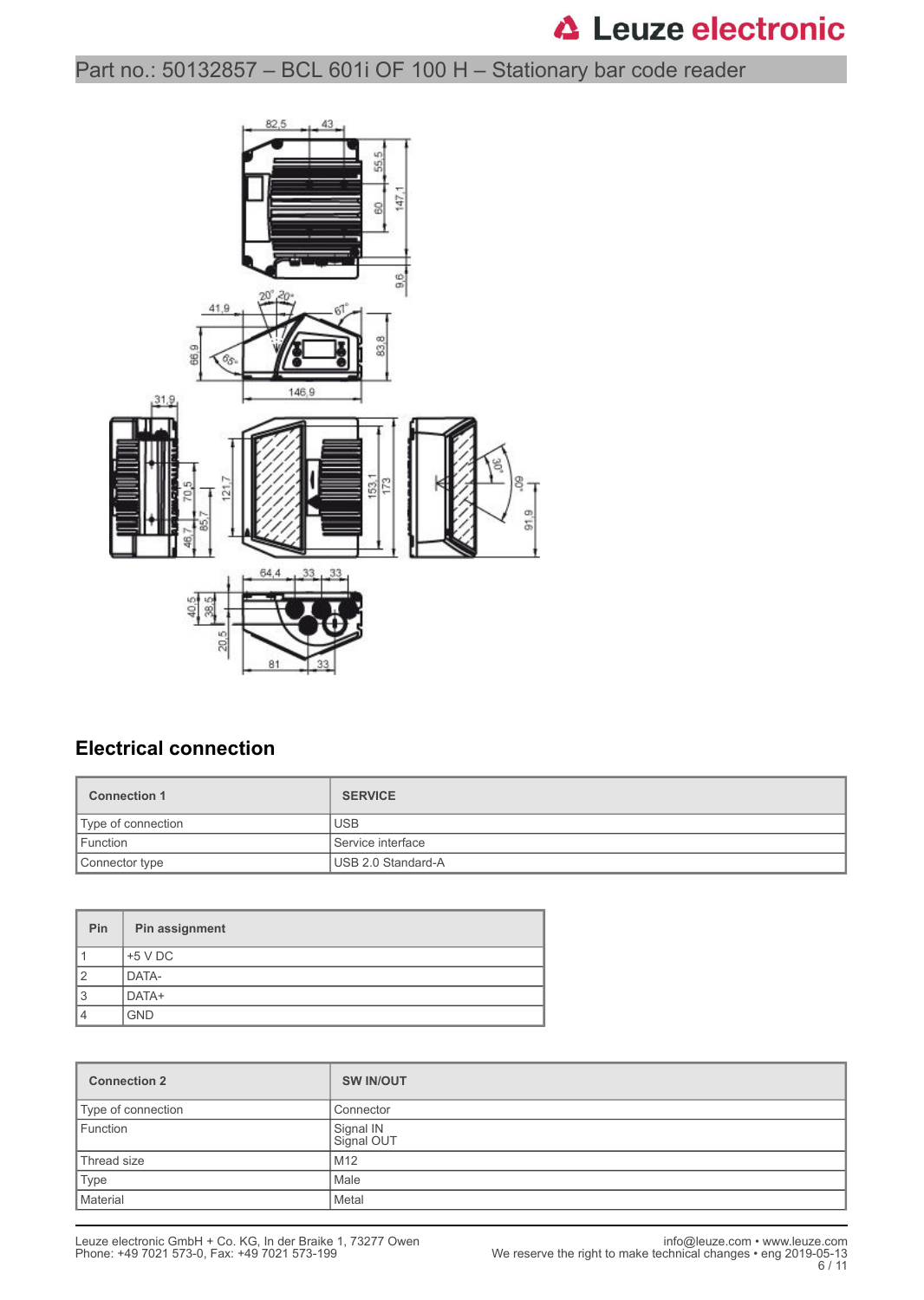## Electrical connection

| Connection 1 | SERVICE |
| --- | --- |
| Type of connection | USB |
| Function | Service interface |
| Connector type | USB 2.0 Standard-A |

| Pin | Pin assignment |
| --- | --- |
| 1 | +5 V DC |
| 2 | DATA- |
| 3 | DATA+ |
| 4 | GND |

| Connection 2 | SW IN/OUT |
| --- | --- |
| Type of connection | Connector |
| Function | Signal IN<br>Signal OUT |
| Thread size | M12 |
| Type | Male |
| Material | Metal |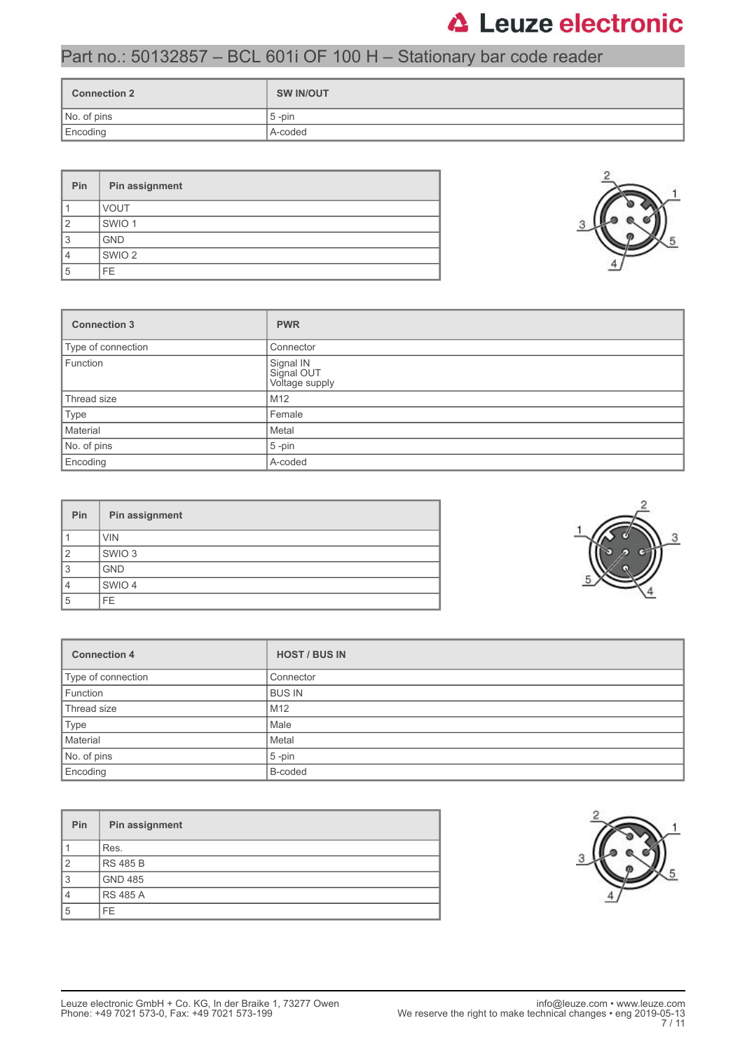| Connection 2 | SW IN/OUT |
|---|---|
| No. of pins | 5 -pin |
| Encoding | A-coded |

| Pin | Pin assignment |
|---|---|
| 1 | VOUT |
| 2 | SWIO 1 |
| 3 | GND |
| 4 | SWIO 2 |
| 5 | FE |

| Connection 3 | PWR |
|---|---|
| Type of connection | Connector |
| Function | Signal IN<br>Signal OUT<br>Voltage supply |
| Thread size | M12 |
| Type | Female |
| Material | Metal |
| No. of pins | 5 -pin |
| Encoding | A-coded |

| Pin | Pin assignment |
|---|---|
| 1 | VIN |
| 2 | SWIO 3 |
| 3 | GND |
| 4 | SWIO 4 |
| 5 | FE |

| Connection 4 | HOST / BUS IN |
|---|---|
| Type of connection | Connector |
| Function | BUS IN |
| Thread size | M12 |
| Type | Male |
| Material | Metal |
| No. of pins | 5 -pin |
| Encoding | B-coded |

| Pin | Pin assignment |
|---|---|
| 1 | Res. |
| 2 | RS 485 B |
| 3 | GND 485 |
| 4 | RS 485 A |
| 5 | FE |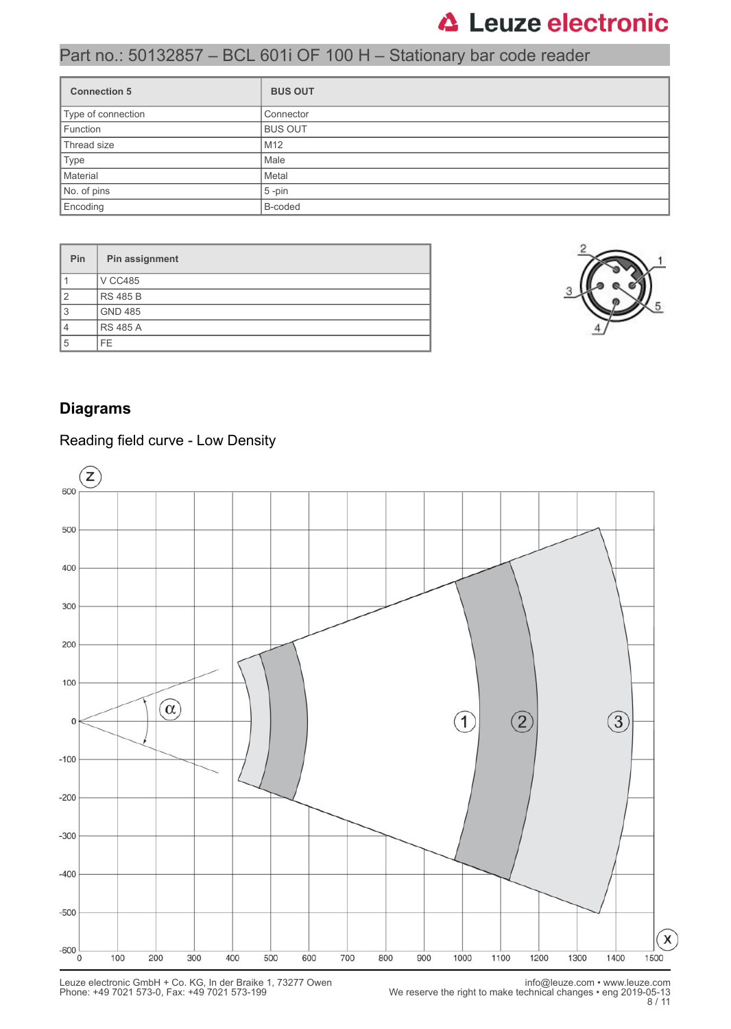## Part no.: 50132857 – BCL 601i OF 100 H – Stationary bar code reader

| Connection 5 | BUS OUT |
|---|---|
| Type of connection | Connector |
| Function | BUS OUT |
| Thread size | M12 |
| Type | Male |
| Material | Metal |
| No. of pins | 5 -pin |
| Encoding | B-coded |

| Pin | Pin assignment |
|---|---|
| 1 | V CC485 |
| 2 | RS 485 B |
| 3 | GND 485 |
| 4 | RS 485 A |
| 5 | FE |

## Diagrams

### Reading field curve - Low Density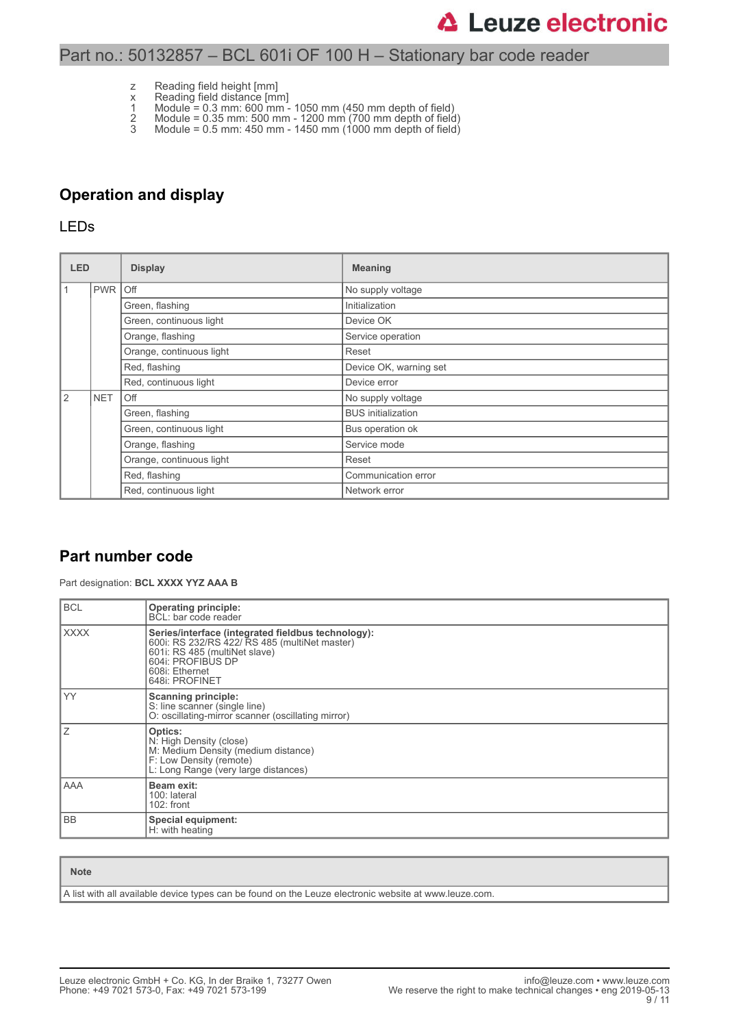z Reading field height [mm]
x Reading field distance [mm]
1 Module = 0.3 mm: 600 mm - 1050 mm (450 mm depth of field)
2 Module = 0.35 mm: 500 mm - 1200 mm (700 mm depth of field)
3 Module = 0.5 mm: 450 mm - 1450 mm (1000 mm depth of field)

## Operation and display

### LEDs

| LED | | Display | Meaning |
|---|---|---|---|
| 1 | PWR | Off | No supply voltage |
| | | Green, flashing | Initialization |
| | | Green, continuous light | Device OK |
| | | Orange, flashing | Service operation |
| | | Orange, continuous light | Reset |
| | | Red, flashing | Device OK, warning set |
| | | Red, continuous light | Device error |
| 2 | NET | Off | No supply voltage |
| | | Green, flashing | BUS initialization |
| | | Green, continuous light | Bus operation ok |
| | | Orange, flashing | Service mode |
| | | Orange, continuous light | Reset |
| | | Red, flashing | Communication error |
| | | Red, continuous light | Network error |

## Part number code

Part designation: **BCL XXXX YYZ AAA B**

| | |
|---|---|
| BCL | **Operating principle:**<br>BCL: bar code reader |
| XXXX | **Series/interface (integrated fieldbus technology):**<br>600i: RS 232/RS 422/ RS 485 (multiNet master)<br>601i: RS 485 (multiNet slave)<br>604i: PROFIBUS DP<br>608i: Ethernet<br>648i: PROFINET |
| YY | **Scanning principle:**<br>S: line scanner (single line)<br>O: oscillating-mirror scanner (oscillating mirror) |
| Z | **Optics:**<br>N: High Density (close)<br>M: Medium Density (medium distance)<br>F: Low Density (remote)<br>L: Long Range (very large distances) |
| AAA | **Beam exit:**<br>100: lateral<br>102: front |
| BB | **Special equipment:**<br>H: with heating |

| Note |
|---|
| A list with all available device types can be found on the Leuze electronic website at www.leuze.com. |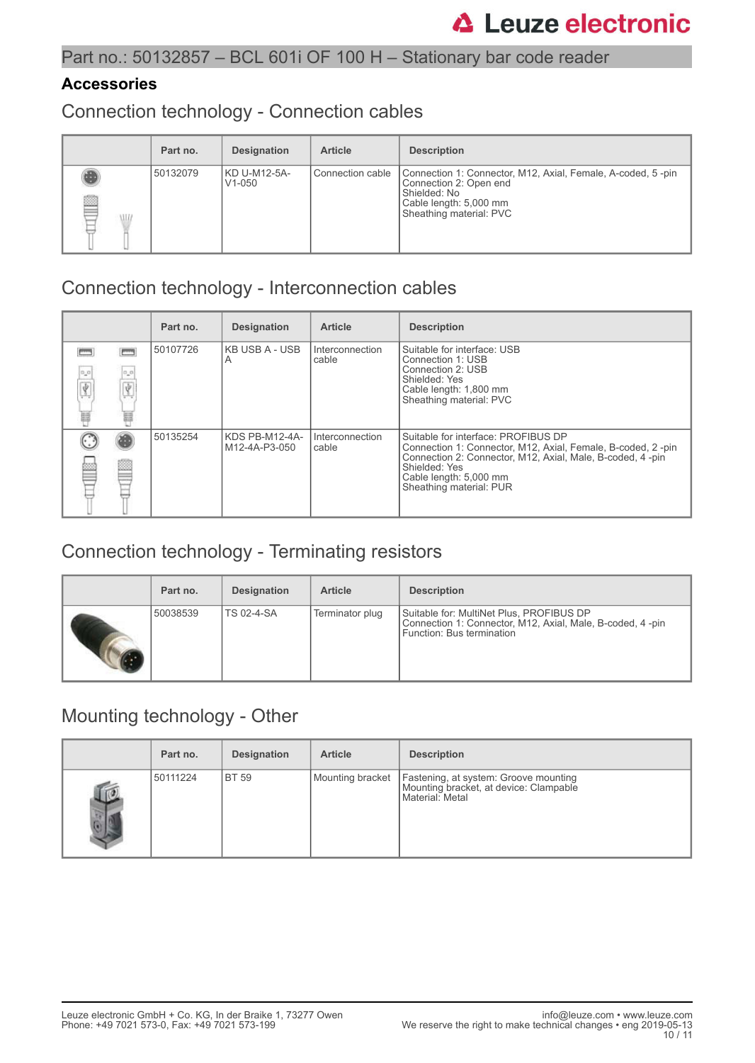## Accessories

### Connection technology - Connection cables

| | Part no. | Designation | Article | Description |
|---|---|---|---|---|
| | 50132079 | KD U-M12-5A-V1-050 | Connection cable | Connection 1: Connector, M12, Axial, Female, A-coded, 5 -pin<br>Connection 2: Open end<br>Shielded: No<br>Cable length: 5,000 mm<br>Sheathing material: PVC |

### Connection technology - Interconnection cables

| | Part no. | Designation | Article | Description |
|---|---|---|---|---|
| | 50107726 | KB USB A - USB A | Interconnection cable | Suitable for interface: USB<br>Connection 1: USB<br>Connection 2: USB<br>Shielded: Yes<br>Cable length: 1,800 mm<br>Sheathing material: PVC |
| | 50135254 | KDS PB-M12-4A-M12-4A-P3-050 | Interconnection cable | Suitable for interface: PROFIBUS DP<br>Connection 1: Connector, M12, Axial, Female, B-coded, 2 -pin<br>Connection 2: Connector, M12, Axial, Male, B-coded, 4 -pin<br>Shielded: Yes<br>Cable length: 5,000 mm<br>Sheathing material: PUR |

### Connection technology - Terminating resistors

| | Part no. | Designation | Article | Description |
|---|---|---|---|---|
| | 50038539 | TS 02-4-SA | Terminator plug | Suitable for: MultiNet Plus, PROFIBUS DP<br>Connection 1: Connector, M12, Axial, Male, B-coded, 4 -pin<br>Function: Bus termination |

### Mounting technology - Other

| | Part no. | Designation | Article | Description |
|---|---|---|---|---|
| | 50111224 | BT 59 | Mounting bracket | Fastening, at system: Groove mounting<br>Mounting bracket, at device: Clampable<br>Material: Metal |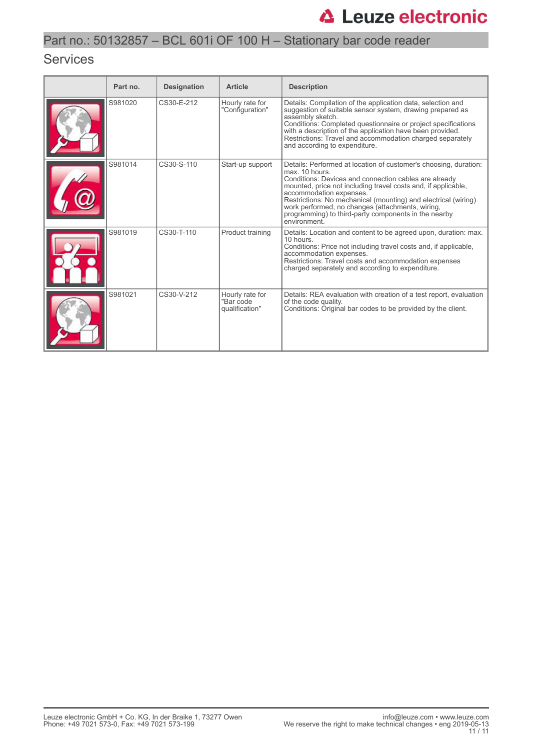Part no.: 50132857 – BCL 601i OF 100 H – Stationary bar code reader

## Services

| | Part no. | Designation | Article | Description |
|---|---|---|---|---|
| | S981020 | CS30-E-212 | Hourly rate for "Configuration" | Details: Compilation of the application data, selection and suggestion of suitable sensor system, drawing prepared as assembly sketch.<br>Conditions: Completed questionnaire or project specifications with a description of the application have been provided.<br>Restrictions: Travel and accommodation charged separately and according to expenditure. |
| | S981014 | CS30-S-110 | Start-up support | Details: Performed at location of customer's choosing, duration: max. 10 hours.<br>Conditions: Devices and connection cables are already mounted, price not including travel costs and, if applicable, accommodation expenses.<br>Restrictions: No mechanical (mounting) and electrical (wiring) work performed, no changes (attachments, wiring, programming) to third-party components in the nearby environment. |
| | S981019 | CS30-T-110 | Product training | Details: Location and content to be agreed upon, duration: max. 10 hours.<br>Conditions: Price not including travel costs and, if applicable, accommodation expenses.<br>Restrictions: Travel costs and accommodation expenses charged separately and according to expenditure. |
| | S981021 | CS30-V-212 | Hourly rate for "Bar code qualification" | Details: REA evaluation with creation of a test report, evaluation of the code quality.<br>Conditions: Original bar codes to be provided by the client. |